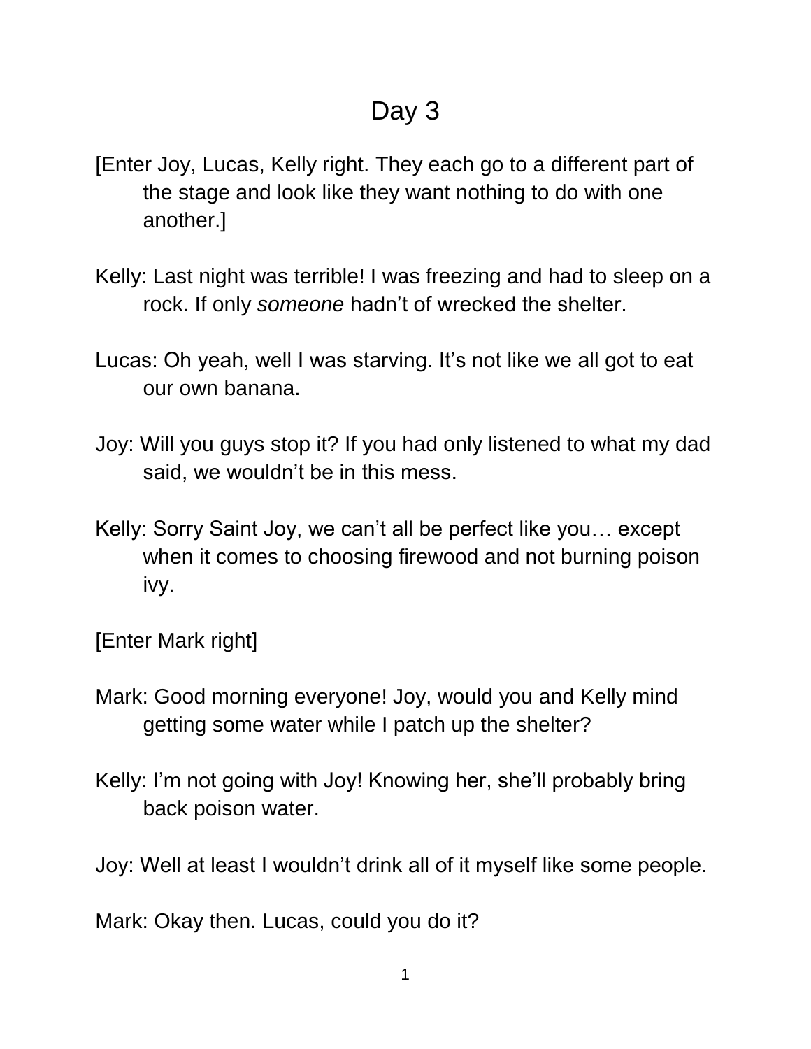# Day 3

[Enter Joy, Lucas, Kelly right. They each go to a different part of the stage and look like they want nothing to do with one another.]

Kelly: Last night was terrible! I was freezing and had to sleep on a rock. If only *someone* hadn't of wrecked the shelter.

Lucas: Oh yeah, well I was starving. It's not like we all got to eat our own banana.

Joy: Will you guys stop it? If you had only listened to what my dad said, we wouldn't be in this mess.

Kelly: Sorry Saint Joy, we can't all be perfect like you… except when it comes to choosing firewood and not burning poison ivy.

[Enter Mark right]

Mark: Good morning everyone! Joy, would you and Kelly mind getting some water while I patch up the shelter?

Kelly: I'm not going with Joy! Knowing her, she'll probably bring back poison water.

Joy: Well at least I wouldn't drink all of it myself like some people.

Mark: Okay then. Lucas, could you do it?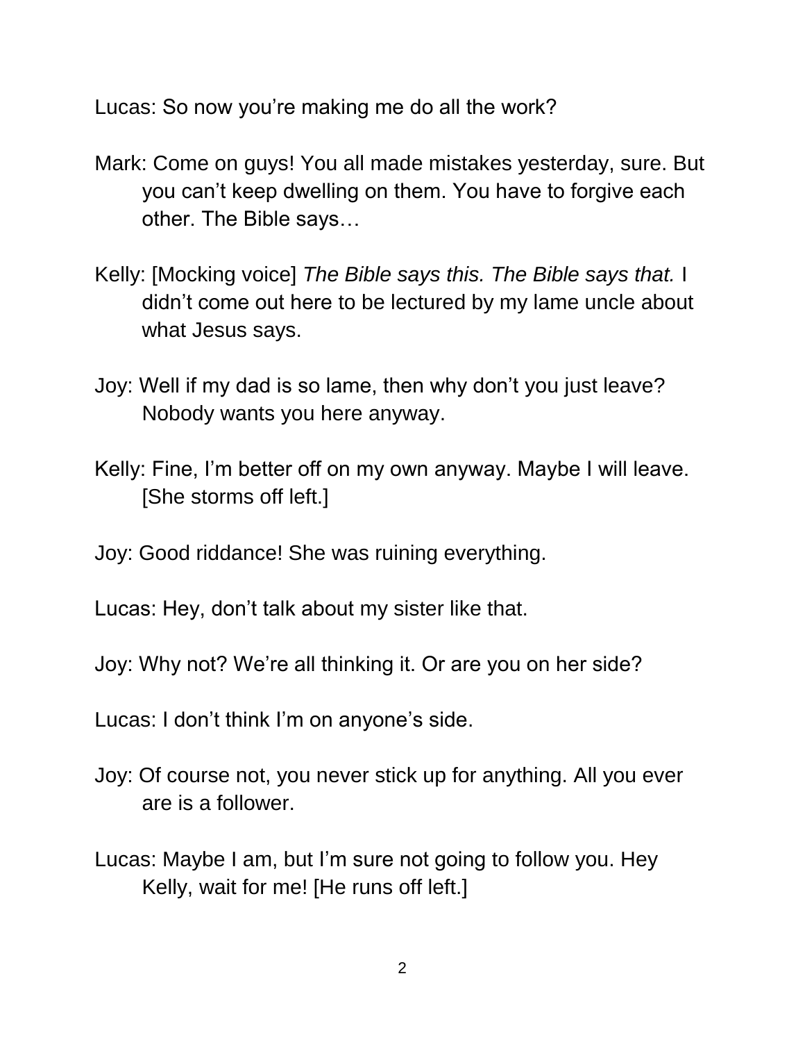Lucas: So now you're making me do all the work?

Mark: Come on guys! You all made mistakes yesterday, sure. But you can't keep dwelling on them. You have to forgive each other. The Bible says…

Kelly: [Mocking voice] *The Bible says this. The Bible says that.* I didn't come out here to be lectured by my lame uncle about what Jesus says.

Joy: Well if my dad is so lame, then why don't you just leave? Nobody wants you here anyway.

Kelly: Fine, I'm better off on my own anyway. Maybe I will leave. [She storms off left.]

Joy: Good riddance! She was ruining everything.

Lucas: Hey, don't talk about my sister like that.

Joy: Why not? We're all thinking it. Or are you on her side?

Lucas: I don't think I'm on anyone's side.

Joy: Of course not, you never stick up for anything. All you ever are is a follower.

Lucas: Maybe I am, but I'm sure not going to follow you. Hey Kelly, wait for me! [He runs off left.]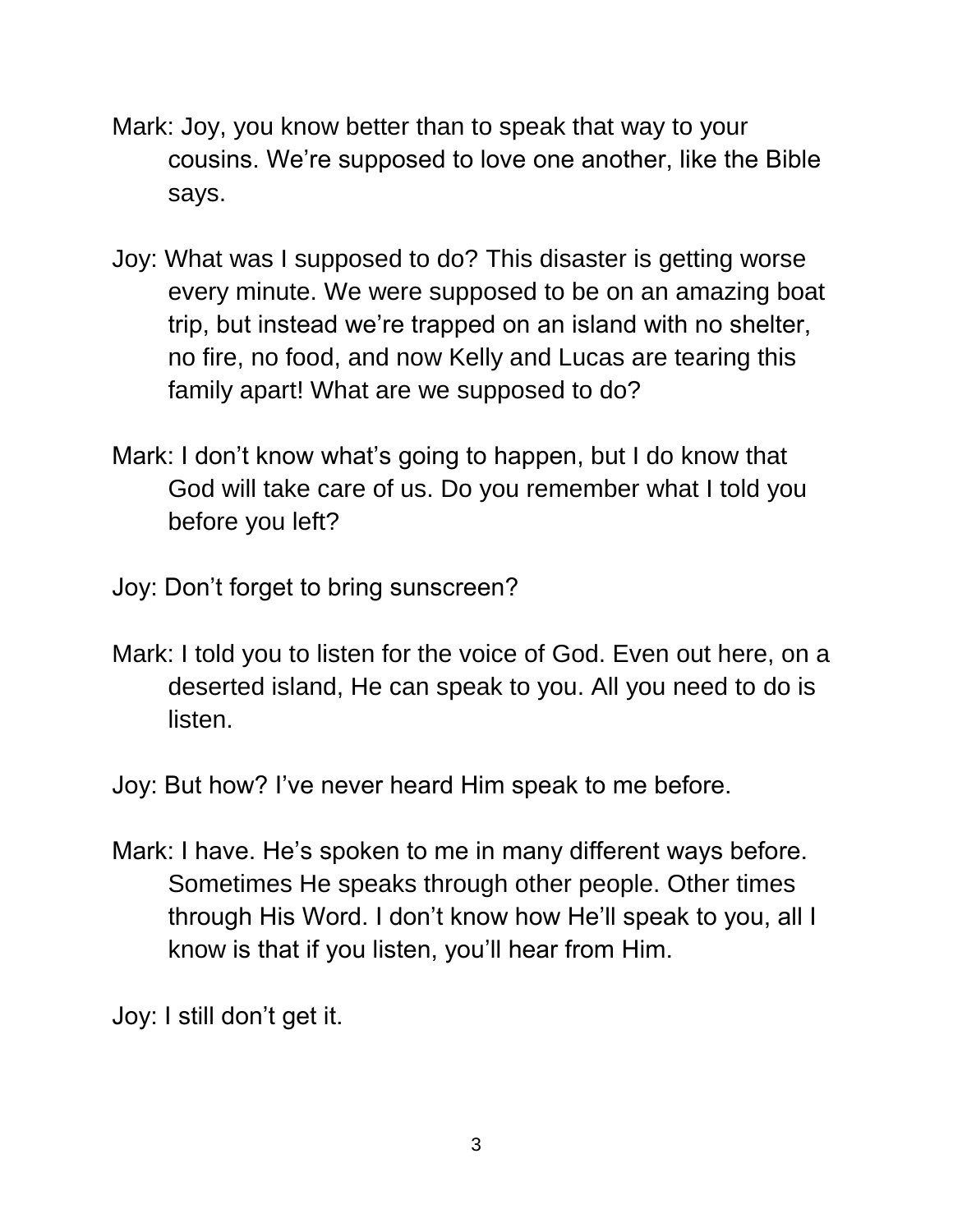Mark: Joy, you know better than to speak that way to your cousins. We're supposed to love one another, like the Bible says.

Joy: What was I supposed to do? This disaster is getting worse every minute. We were supposed to be on an amazing boat trip, but instead we're trapped on an island with no shelter, no fire, no food, and now Kelly and Lucas are tearing this family apart! What are we supposed to do?

Mark: I don't know what's going to happen, but I do know that God will take care of us. Do you remember what I told you before you left?

Joy: Don't forget to bring sunscreen?

Mark: I told you to listen for the voice of God. Even out here, on a deserted island, He can speak to you. All you need to do is listen.

Joy: But how? I've never heard Him speak to me before.

Mark: I have. He's spoken to me in many different ways before. Sometimes He speaks through other people. Other times through His Word. I don't know how He'll speak to you, all I know is that if you listen, you'll hear from Him.

Joy: I still don't get it.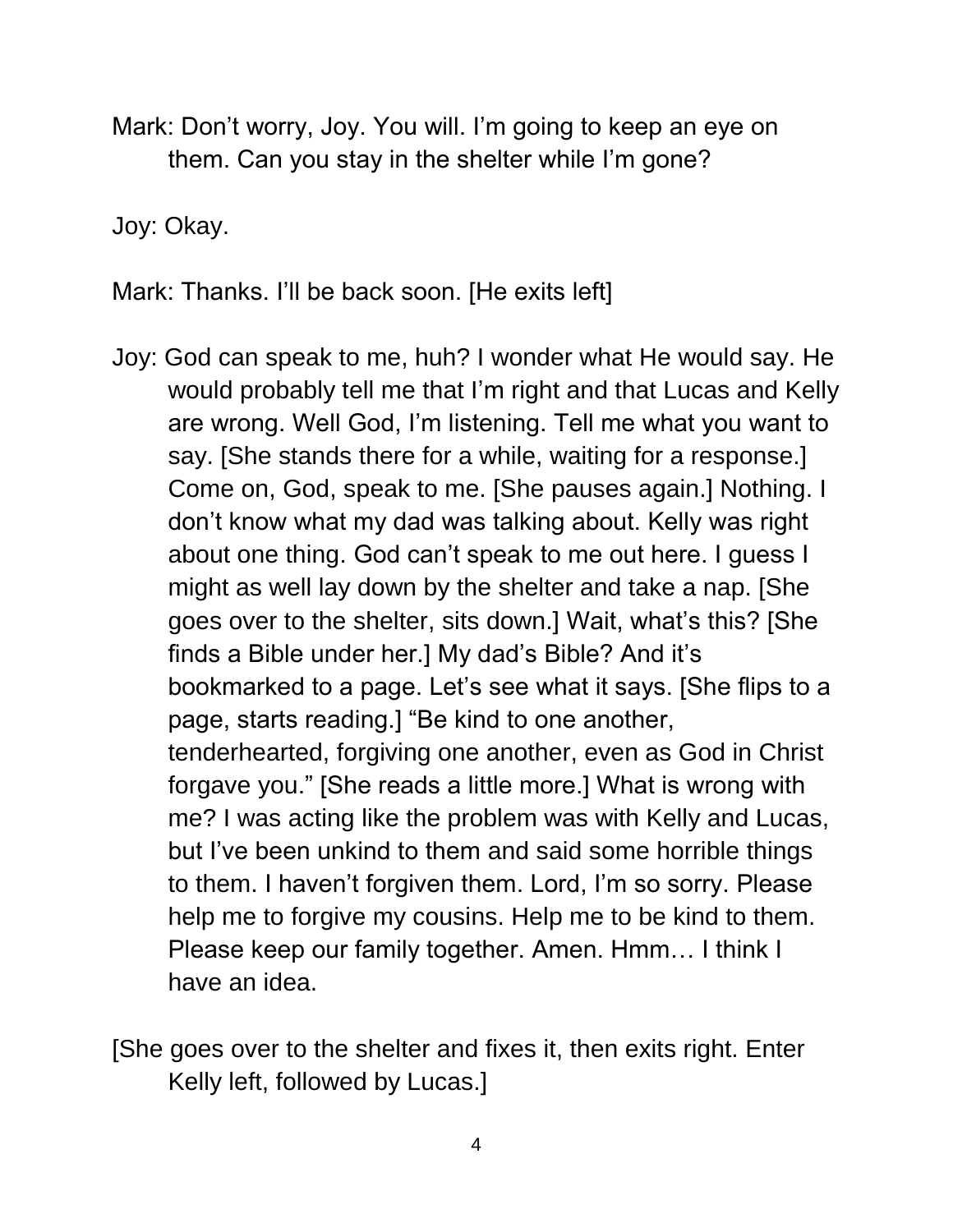Mark: Don't worry, Joy. You will. I'm going to keep an eye on them. Can you stay in the shelter while I'm gone?

Joy: Okay.

Mark: Thanks. I'll be back soon. [He exits left]

Joy: God can speak to me, huh? I wonder what He would say. He would probably tell me that I'm right and that Lucas and Kelly are wrong. Well God, I'm listening. Tell me what you want to say. [She stands there for a while, waiting for a response.] Come on, God, speak to me. [She pauses again.] Nothing. I don't know what my dad was talking about. Kelly was right about one thing. God can't speak to me out here. I guess I might as well lay down by the shelter and take a nap. [She goes over to the shelter, sits down.] Wait, what's this? [She finds a Bible under her.] My dad's Bible? And it's bookmarked to a page. Let's see what it says. [She flips to a page, starts reading.] "Be kind to one another, tenderhearted, forgiving one another, even as God in Christ forgave you." [She reads a little more.] What is wrong with me? I was acting like the problem was with Kelly and Lucas, but I've been unkind to them and said some horrible things to them. I haven't forgiven them. Lord, I'm so sorry. Please help me to forgive my cousins. Help me to be kind to them. Please keep our family together. Amen. Hmm… I think I have an idea.

[She goes over to the shelter and fixes it, then exits right. Enter Kelly left, followed by Lucas.]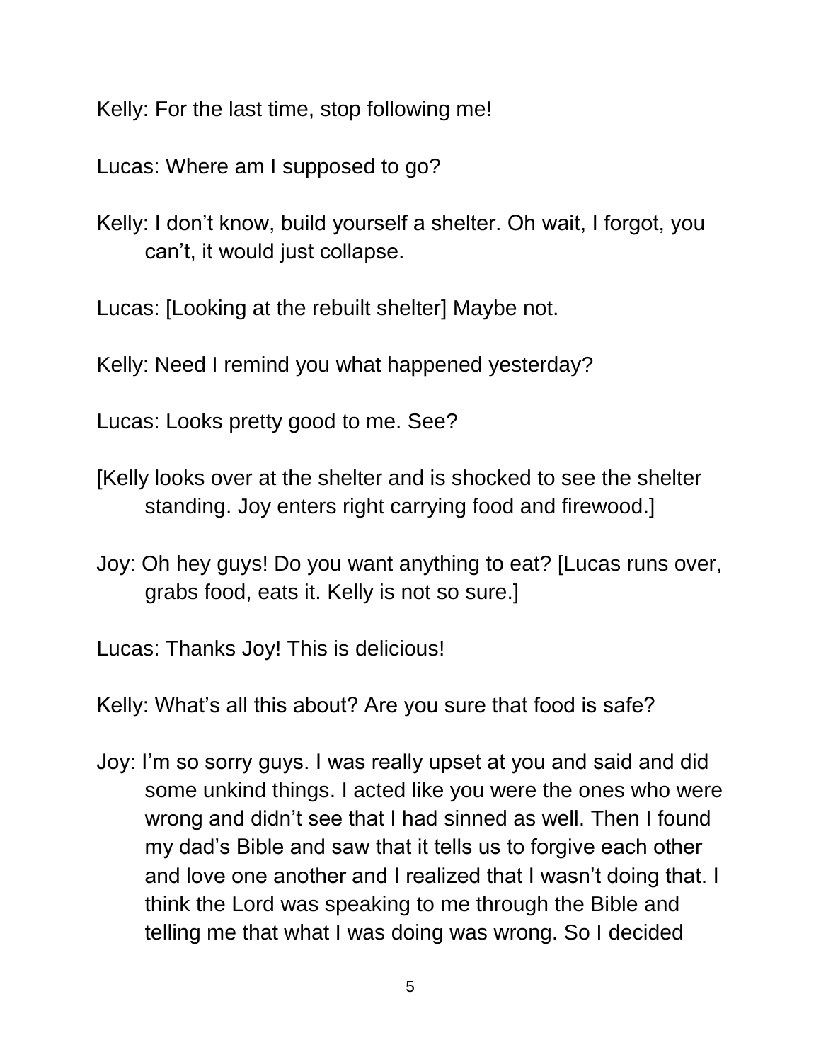Kelly: For the last time, stop following me!

Lucas: Where am I supposed to go?

Kelly: I don't know, build yourself a shelter. Oh wait, I forgot, you can't, it would just collapse.

Lucas: [Looking at the rebuilt shelter] Maybe not.

Kelly: Need I remind you what happened yesterday?

Lucas: Looks pretty good to me. See?

[Kelly looks over at the shelter and is shocked to see the shelter standing. Joy enters right carrying food and firewood.]

Joy: Oh hey guys! Do you want anything to eat? [Lucas runs over, grabs food, eats it. Kelly is not so sure.]

Lucas: Thanks Joy! This is delicious!

Kelly: What's all this about? Are you sure that food is safe?

Joy: I'm so sorry guys. I was really upset at you and said and did some unkind things. I acted like you were the ones who were wrong and didn't see that I had sinned as well. Then I found my dad's Bible and saw that it tells us to forgive each other and love one another and I realized that I wasn't doing that. I think the Lord was speaking to me through the Bible and telling me that what I was doing was wrong. So I decided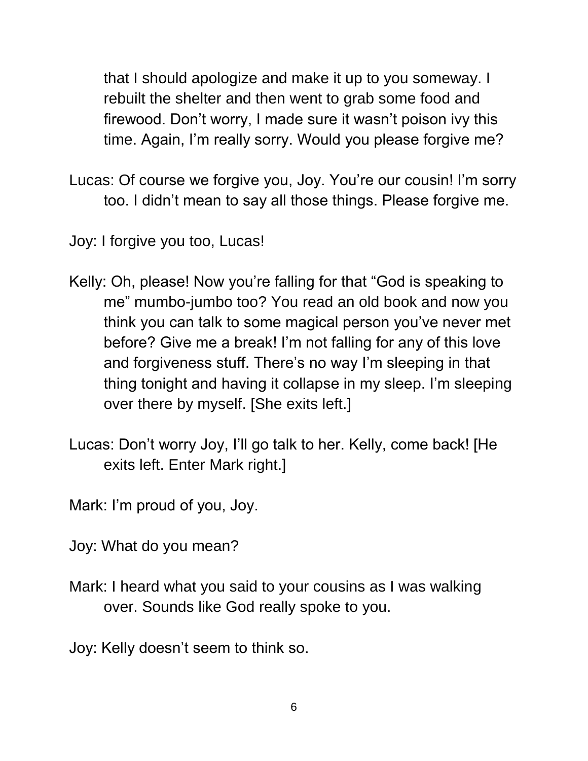that I should apologize and make it up to you someway. I rebuilt the shelter and then went to grab some food and firewood. Don't worry, I made sure it wasn't poison ivy this time. Again, I'm really sorry. Would you please forgive me?

Lucas: Of course we forgive you, Joy. You're our cousin! I'm sorry too. I didn't mean to say all those things. Please forgive me.

Joy: I forgive you too, Lucas!

Kelly: Oh, please! Now you're falling for that "God is speaking to me" mumbo-jumbo too? You read an old book and now you think you can talk to some magical person you've never met before? Give me a break! I'm not falling for any of this love and forgiveness stuff. There's no way I'm sleeping in that thing tonight and having it collapse in my sleep. I'm sleeping over there by myself. [She exits left.]

Lucas: Don't worry Joy, I'll go talk to her. Kelly, come back! [He exits left. Enter Mark right.]

Mark: I'm proud of you, Joy.

Joy: What do you mean?

Mark: I heard what you said to your cousins as I was walking over. Sounds like God really spoke to you.

Joy: Kelly doesn't seem to think so.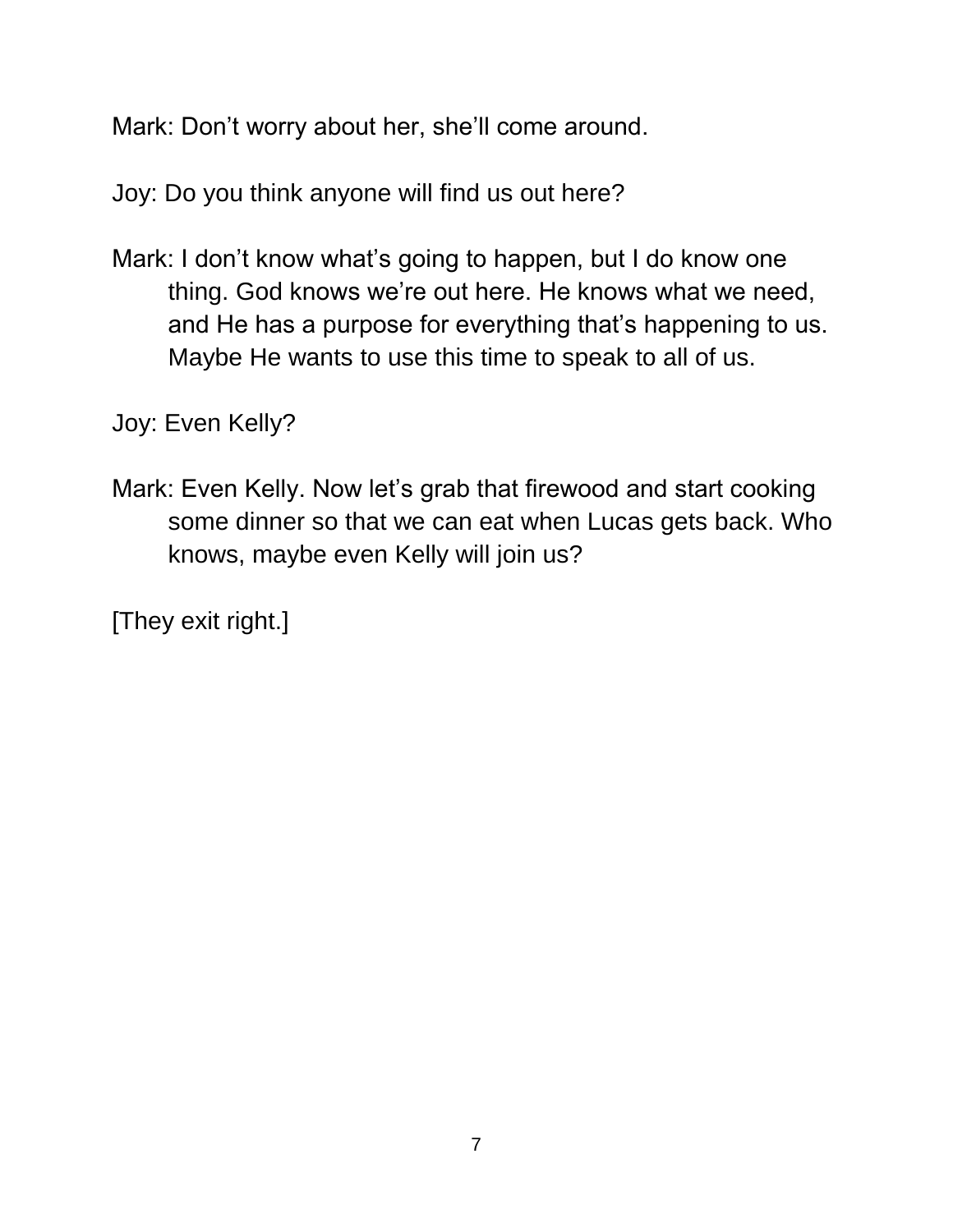Mark: Don't worry about her, she'll come around.

Joy: Do you think anyone will find us out here?

Mark: I don't know what's going to happen, but I do know one thing. God knows we're out here. He knows what we need, and He has a purpose for everything that's happening to us. Maybe He wants to use this time to speak to all of us.

Joy: Even Kelly?

Mark: Even Kelly. Now let's grab that firewood and start cooking some dinner so that we can eat when Lucas gets back. Who knows, maybe even Kelly will join us?

[They exit right.]